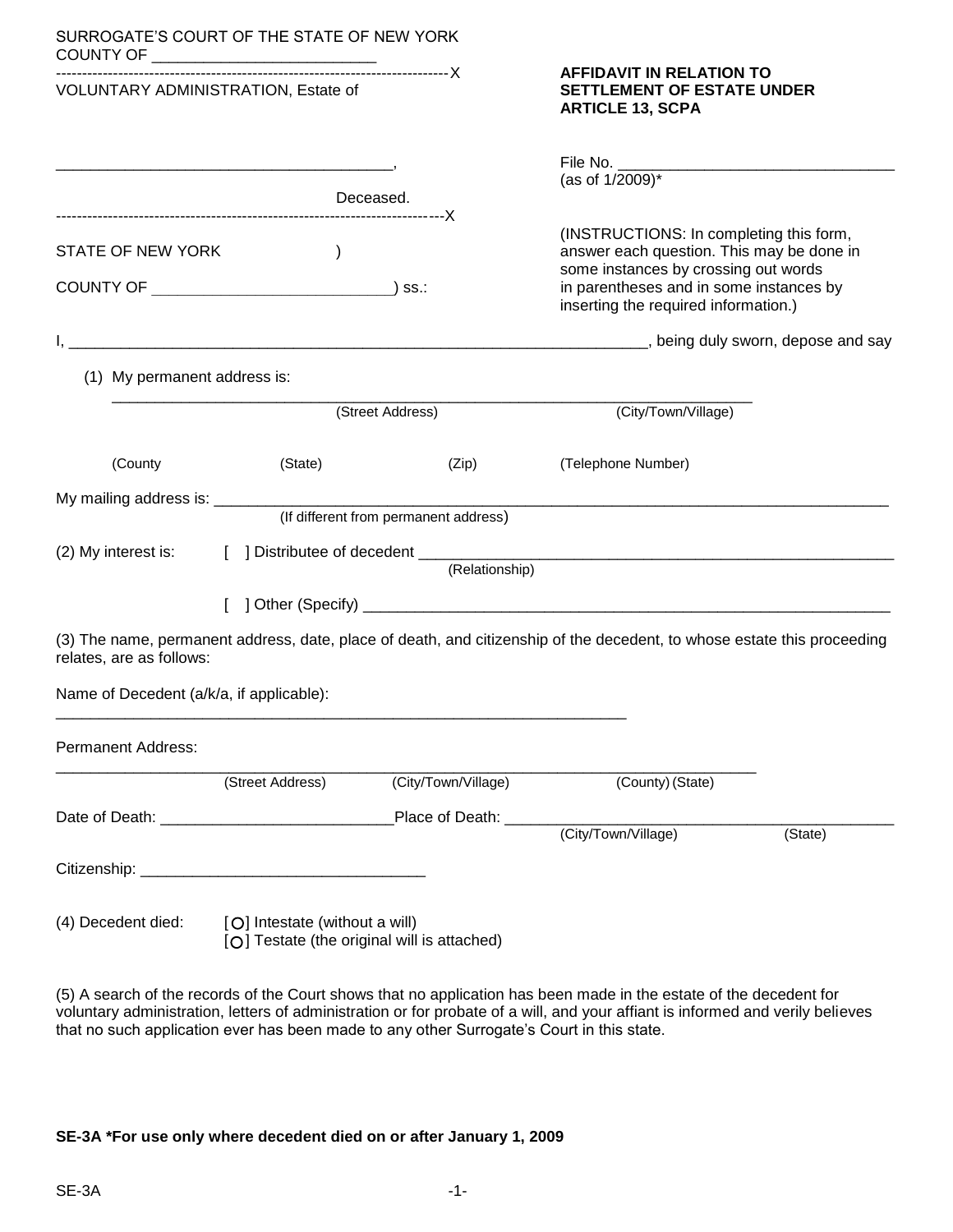SURROGATE'S COURT OF THE STATE OF NEW YORK
COUNTY OF _________________________

---------------------------------------------------------------------------X
VOLUNTARY ADMINISTRATION, Estate of

______________________________________,

Deceased.
---------------------------------------------------------------------------X

**AFFIDAVIT IN RELATION TO SETTLEMENT OF ESTATE UNDER ARTICLE 13, SCPA**

File No. _______________________________
(as of 1/2009)*

(INSTRUCTIONS: In completing this form, answer each question. This may be done in some instances by crossing out words in parentheses and in some instances by inserting the required information.)

STATE OF NEW YORK )

COUNTY OF ___________________________) ss.:

I, _________________________________________________________________, being duly sworn, depose and say

(1) My permanent address is:

________________________________________________________________________
(Street Address) (City/Town/Village)

(County (State) (Zip) (Telephone Number)

My mailing address is: ____________________________________________________________________________
(If different from permanent address)

(2) My interest is: [ ] Distributee of decedent ______________________________________________________
(Relationship)

[ ] Other (Specify) ____________________________________________________________

(3) The name, permanent address, date, place of death, and citizenship of the decedent, to whose estate this proceeding relates, are as follows:

Name of Decedent (a/k/a, if applicable):

________________________________________________________________

Permanent Address:

________________________________________________________________________________
(Street Address) (City/Town/Village) (County) (State)

Date of Death: __________________________Place of Death: ___________________________________________
(City/Town/Village) (State)

Citizenship: ________________________________

(4) Decedent died: [○] Intestate (without a will)
[○] Testate (the original will is attached)

(5) A search of the records of the Court shows that no application has been made in the estate of the decedent for voluntary administration, letters of administration or for probate of a will, and your affiant is informed and verily believes that no such application ever has been made to any other Surrogate's Court in this state.

**SE-3A *For use only where decedent died on or after January 1, 2009**

SE-3A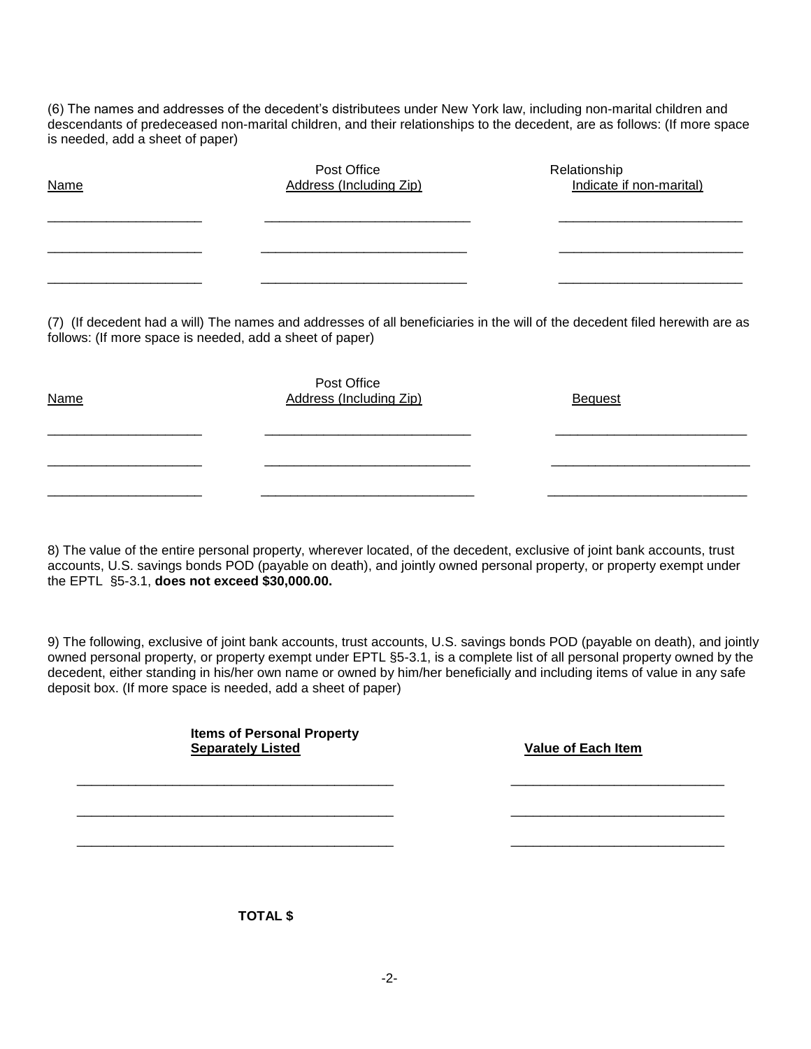(6) The names and addresses of the decedent's distributees under New York law, including non-marital children and descendants of predeceased non-marital children, and their relationships to the decedent, are as follows: (If more space is needed, add a sheet of paper)

| Name | Post Office Address (Including Zip) | Relationship Indicate if non-marital) |
|---|---|---|
| ____________________ | ___________________________ | ________________________ |
| ____________________ | ___________________________ | ________________________ |
| ____________________ | ___________________________ | ________________________ |

(7) (If decedent had a will) The names and addresses of all beneficiaries in the will of the decedent filed herewith are as follows: (If more space is needed, add a sheet of paper)

| Name | Post Office Address (Including Zip) | Bequest |
|---|---|---|
| ____________________ | ___________________________ | _________________________ |
| ____________________ | ___________________________ | _________________________ |
| ____________________ | ___________________________ | _________________________ |

8) The value of the entire personal property, wherever located, of the decedent, exclusive of joint bank accounts, trust accounts, U.S. savings bonds POD (payable on death), and jointly owned personal property, or property exempt under the EPTL §5-3.1, **does not exceed $30,000.00.**

9) The following, exclusive of joint bank accounts, trust accounts, U.S. savings bonds POD (payable on death), and jointly owned personal property, or property exempt under EPTL §5-3.1, is a complete list of all personal property owned by the decedent, either standing in his/her own name or owned by him/her beneficially and including items of value in any safe deposit box. (If more space is needed, add a sheet of paper)

| **Items of Personal Property Separately Listed** | **Value of Each Item** |
|---|---|
| __________________________________________ | ____________________________ |
| __________________________________________ | ____________________________ |
| __________________________________________ | ____________________________ |

**TOTAL $**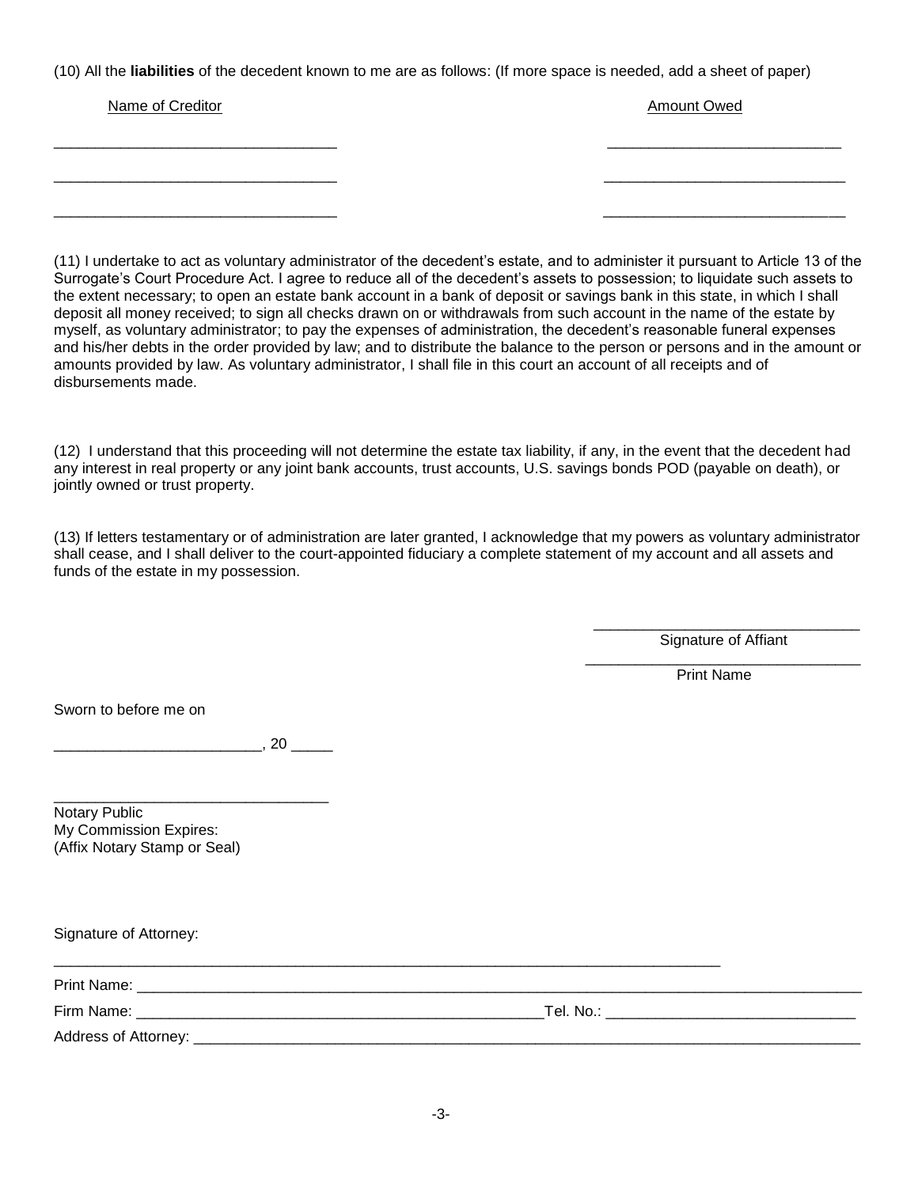(10) All the **liabilities** of the decedent known to me are as follows: (If more space is needed, add a sheet of paper)

| Name of Creditor | Amount Owed |
| --- | --- |
| ______________________________ | ______________________________ |
| ______________________________ | ______________________________ |
| ______________________________ | ______________________________ |

(11) I undertake to act as voluntary administrator of the decedent's estate, and to administer it pursuant to Article 13 of the Surrogate's Court Procedure Act. I agree to reduce all of the decedent's assets to possession; to liquidate such assets to the extent necessary; to open an estate bank account in a bank of deposit or savings bank in this state, in which I shall deposit all money received; to sign all checks drawn on or withdrawals from such account in the name of the estate by myself, as voluntary administrator; to pay the expenses of administration, the decedent's reasonable funeral expenses and his/her debts in the order provided by law; and to distribute the balance to the person or persons and in the amount or amounts provided by law. As voluntary administrator, I shall file in this court an account of all receipts and of disbursements made.

(12) I understand that this proceeding will not determine the estate tax liability, if any, in the event that the decedent had any interest in real property or any joint bank accounts, trust accounts, U.S. savings bonds POD (payable on death), or jointly owned or trust property.

(13) If letters testamentary or of administration are later granted, I acknowledge that my powers as voluntary administrator shall cease, and I shall deliver to the court-appointed fiduciary a complete statement of my account and all assets and funds of the estate in my possession.

______________________________
Signature of Affiant

______________________________
Print Name

Sworn to before me on

________________________, 20 _____

________________________________
Notary Public
My Commission Expires:
(Affix Notary Stamp or Seal)

Signature of Attorney:

______________________________________________________________________________

Print Name: ______________________________________________________________________________

Firm Name: ________________________________________________Tel. No.: ____________________________

Address of Attorney: ______________________________________________________________________________